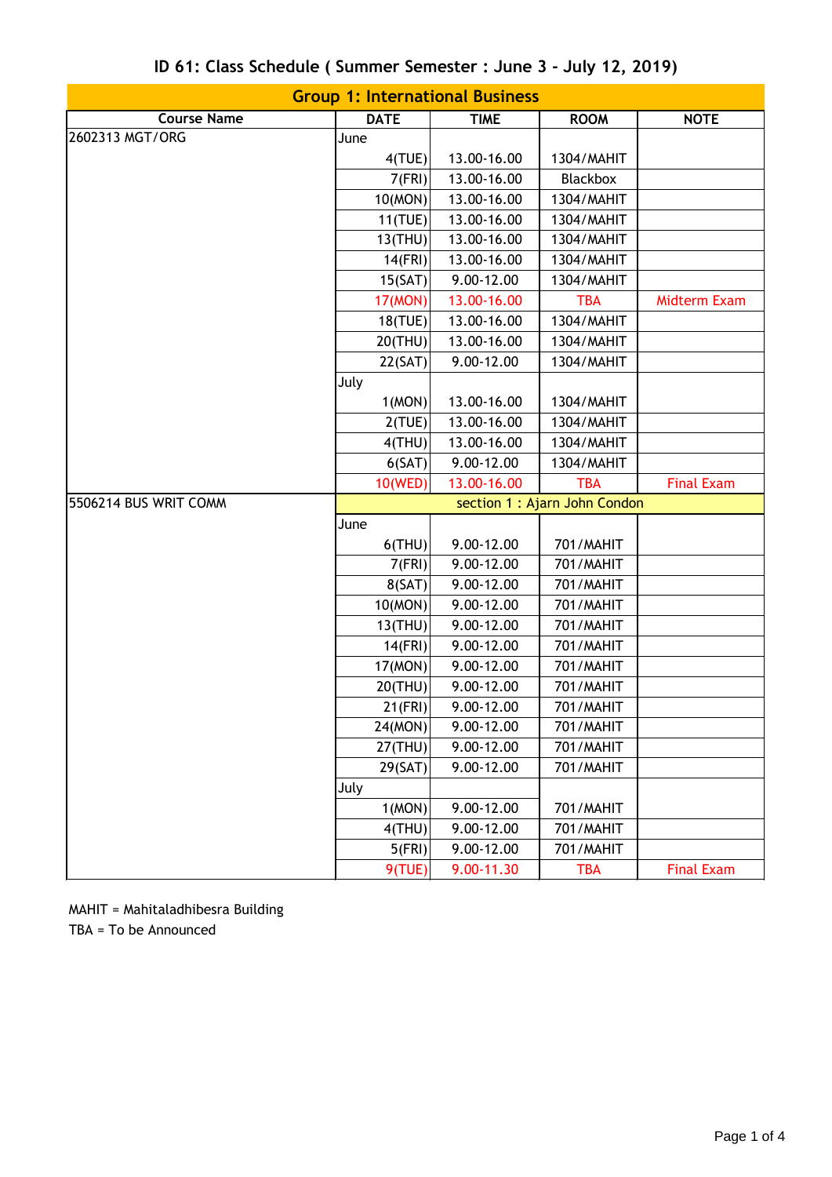# ID 61: Class Schedule ( Summer Semester : June 3 - July 12, 2019)

## Group 1: International Business

| Course Name | DATE | TIME | ROOM | NOTE |
|---|---|---|---|---|
| 2602313 MGT/ORG | June | | | |
| | 4(TUE) | 13.00-16.00 | 1304/MAHIT | |
| | 7(FRI) | 13.00-16.00 | Blackbox | |
| | 10(MON) | 13.00-16.00 | 1304/MAHIT | |
| | 11(TUE) | 13.00-16.00 | 1304/MAHIT | |
| | 13(THU) | 13.00-16.00 | 1304/MAHIT | |
| | 14(FRI) | 13.00-16.00 | 1304/MAHIT | |
| | 15(SAT) | 9.00-12.00 | 1304/MAHIT | |
| | 17(MON) | 13.00-16.00 | TBA | Midterm Exam |
| | 18(TUE) | 13.00-16.00 | 1304/MAHIT | |
| | 20(THU) | 13.00-16.00 | 1304/MAHIT | |
| | 22(SAT) | 9.00-12.00 | 1304/MAHIT | |
| | July | | | |
| | 1(MON) | 13.00-16.00 | 1304/MAHIT | |
| | 2(TUE) | 13.00-16.00 | 1304/MAHIT | |
| | 4(THU) | 13.00-16.00 | 1304/MAHIT | |
| | 6(SAT) | 9.00-12.00 | 1304/MAHIT | |
| | 10(WED) | 13.00-16.00 | TBA | Final Exam |
| 5506214 BUS WRIT COMM | section 1 : Ajarn John Condon | | | |
| | June | | | |
| | 6(THU) | 9.00-12.00 | 701/MAHIT | |
| | 7(FRI) | 9.00-12.00 | 701/MAHIT | |
| | 8(SAT) | 9.00-12.00 | 701/MAHIT | |
| | 10(MON) | 9.00-12.00 | 701/MAHIT | |
| | 13(THU) | 9.00-12.00 | 701/MAHIT | |
| | 14(FRI) | 9.00-12.00 | 701/MAHIT | |
| | 17(MON) | 9.00-12.00 | 701/MAHIT | |
| | 20(THU) | 9.00-12.00 | 701/MAHIT | |
| | 21(FRI) | 9.00-12.00 | 701/MAHIT | |
| | 24(MON) | 9.00-12.00 | 701/MAHIT | |
| | 27(THU) | 9.00-12.00 | 701/MAHIT | |
| | 29(SAT) | 9.00-12.00 | 701/MAHIT | |
| | July | | | |
| | 1(MON) | 9.00-12.00 | 701/MAHIT | |
| | 4(THU) | 9.00-12.00 | 701/MAHIT | |
| | 5(FRI) | 9.00-12.00 | 701/MAHIT | |
| | 9(TUE) | 9.00-11.30 | TBA | Final Exam |

MAHIT = Mahitaladhibesra Building
TBA = To be Announced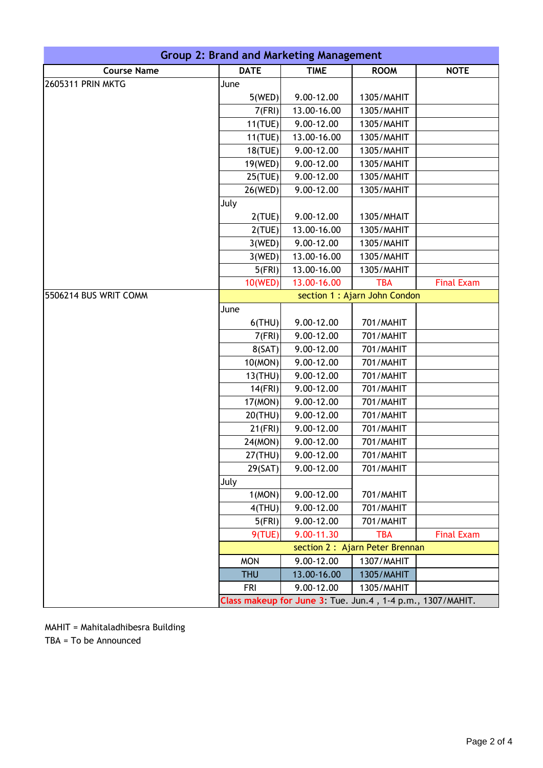## Group 2: Brand and Marketing Management

| Course Name | DATE | TIME | ROOM | NOTE |
|---|---|---|---|---|
| 2605311 PRIN MKTG | June | | | |
| | 5(WED) | 9.00-12.00 | 1305/MAHIT | |
| | 7(FRI) | 13.00-16.00 | 1305/MAHIT | |
| | 11(TUE) | 9.00-12.00 | 1305/MAHIT | |
| | 11(TUE) | 13.00-16.00 | 1305/MAHIT | |
| | 18(TUE) | 9.00-12.00 | 1305/MAHIT | |
| | 19(WED) | 9.00-12.00 | 1305/MAHIT | |
| | 25(TUE) | 9.00-12.00 | 1305/MAHIT | |
| | 26(WED) | 9.00-12.00 | 1305/MAHIT | |
| | July | | | |
| | 2(TUE) | 9.00-12.00 | 1305/MHAIT | |
| | 2(TUE) | 13.00-16.00 | 1305/MAHIT | |
| | 3(WED) | 9.00-12.00 | 1305/MAHIT | |
| | 3(WED) | 13.00-16.00 | 1305/MAHIT | |
| | 5(FRI) | 13.00-16.00 | 1305/MAHIT | |
| | 10(WED) | 13.00-16.00 | TBA | Final Exam |
| 5506214 BUS WRIT COMM | section 1 : Ajarn John Condon | | | |
| | June | | | |
| | 6(THU) | 9.00-12.00 | 701/MAHIT | |
| | 7(FRI) | 9.00-12.00 | 701/MAHIT | |
| | 8(SAT) | 9.00-12.00 | 701/MAHIT | |
| | 10(MON) | 9.00-12.00 | 701/MAHIT | |
| | 13(THU) | 9.00-12.00 | 701/MAHIT | |
| | 14(FRI) | 9.00-12.00 | 701/MAHIT | |
| | 17(MON) | 9.00-12.00 | 701/MAHIT | |
| | 20(THU) | 9.00-12.00 | 701/MAHIT | |
| | 21(FRI) | 9.00-12.00 | 701/MAHIT | |
| | 24(MON) | 9.00-12.00 | 701/MAHIT | |
| | 27(THU) | 9.00-12.00 | 701/MAHIT | |
| | 29(SAT) | 9.00-12.00 | 701/MAHIT | |
| | July | | | |
| | 1(MON) | 9.00-12.00 | 701/MAHIT | |
| | 4(THU) | 9.00-12.00 | 701/MAHIT | |
| | 5(FRI) | 9.00-12.00 | 701/MAHIT | |
| | 9(TUE) | 9.00-11.30 | TBA | Final Exam |
| | section 2 : Ajarn Peter Brennan | | | |
| | MON | 9.00-12.00 | 1307/MAHIT | |
| | THU | 13.00-16.00 | 1305/MAHIT | |
| | FRI | 9.00-12.00 | 1305/MAHIT | |
| | Class makeup for June 3: Tue. Jun.4 , 1-4 p.m., 1307/MAHIT. | | | |

MAHIT = Mahitaladhibesra Building

TBA = To be Announced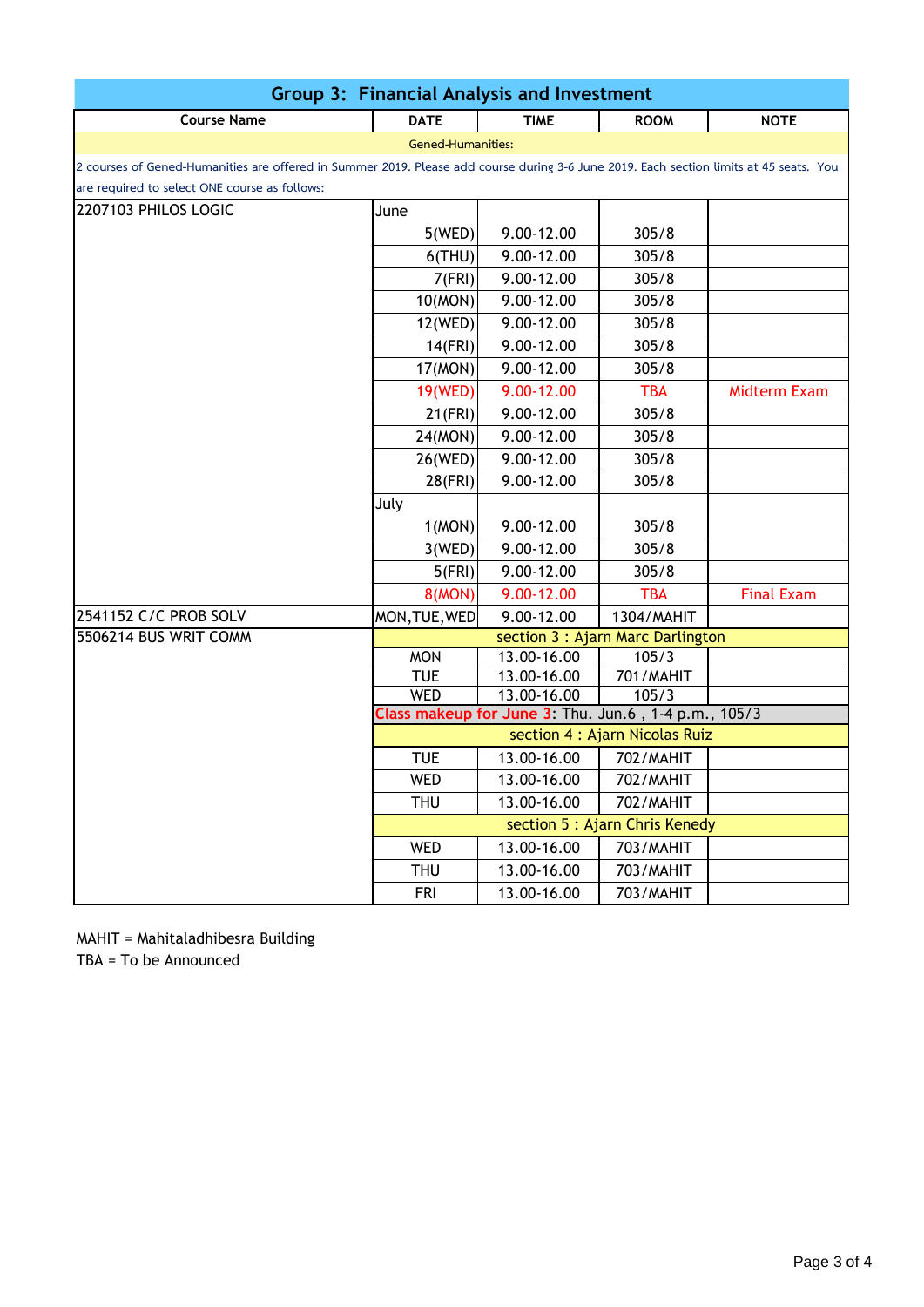## Group 3: Financial Analysis and Investment

| Course Name | DATE | TIME | ROOM | NOTE |
|---|---|---|---|---|
| Gened-Humanities: | | | | |
| 2 courses of Gened-Humanities are offered in Summer 2019. Please add course during 3-6 June 2019. Each section limits at 45 seats. You are required to select ONE course as follows: | | | | |
| 2207103 PHILOS LOGIC | June | | | |
| | 5(WED) | 9.00-12.00 | 305/8 | |
| | 6(THU) | 9.00-12.00 | 305/8 | |
| | 7(FRI) | 9.00-12.00 | 305/8 | |
| | 10(MON) | 9.00-12.00 | 305/8 | |
| | 12(WED) | 9.00-12.00 | 305/8 | |
| | 14(FRI) | 9.00-12.00 | 305/8 | |
| | 17(MON) | 9.00-12.00 | 305/8 | |
| | 19(WED) | 9.00-12.00 | TBA | Midterm Exam |
| | 21(FRI) | 9.00-12.00 | 305/8 | |
| | 24(MON) | 9.00-12.00 | 305/8 | |
| | 26(WED) | 9.00-12.00 | 305/8 | |
| | 28(FRI) | 9.00-12.00 | 305/8 | |
| | July | | | |
| | 1(MON) | 9.00-12.00 | 305/8 | |
| | 3(WED) | 9.00-12.00 | 305/8 | |
| | 5(FRI) | 9.00-12.00 | 305/8 | |
| | 8(MON) | 9.00-12.00 | TBA | Final Exam |
| 2541152 C/C PROB SOLV | MON,TUE,WED | 9.00-12.00 | 1304/MAHIT | |
| 5506214 BUS WRIT COMM | section 3 : Ajarn Marc Darlington | | | |
| | MON | 13.00-16.00 | 105/3 | |
| | TUE | 13.00-16.00 | 701/MAHIT | |
| | WED | 13.00-16.00 | 105/3 | |
| | Class makeup for June 3: Thu. Jun.6 , 1-4 p.m., 105/3 | | | |
| | section 4 : Ajarn Nicolas Ruiz | | | |
| | TUE | 13.00-16.00 | 702/MAHIT | |
| | WED | 13.00-16.00 | 702/MAHIT | |
| | THU | 13.00-16.00 | 702/MAHIT | |
| | section 5 : Ajarn Chris Kenedy | | | |
| | WED | 13.00-16.00 | 703/MAHIT | |
| | THU | 13.00-16.00 | 703/MAHIT | |
| | FRI | 13.00-16.00 | 703/MAHIT | |

MAHIT = Mahitaladhibesra Building
TBA = To be Announced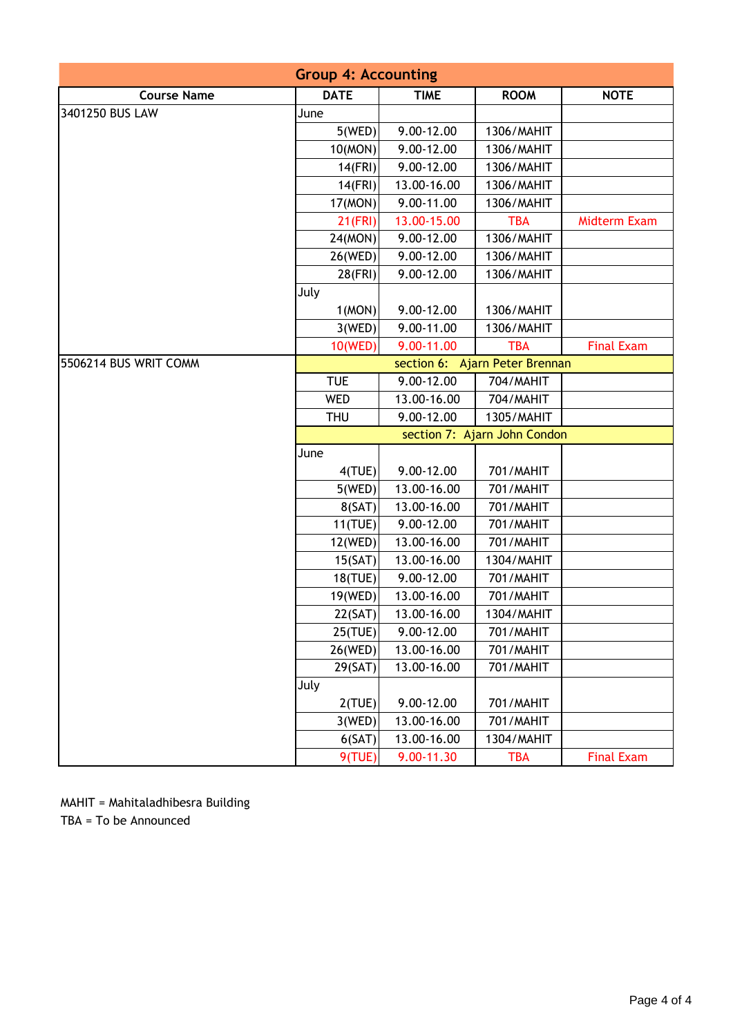## Group 4: Accounting

| Course Name | DATE | TIME | ROOM | NOTE |
|---|---|---|---|---|
| 3401250 BUS LAW | June | | | |
| | 5(WED) | 9.00-12.00 | 1306/MAHIT | |
| | 10(MON) | 9.00-12.00 | 1306/MAHIT | |
| | 14(FRI) | 9.00-12.00 | 1306/MAHIT | |
| | 14(FRI) | 13.00-16.00 | 1306/MAHIT | |
| | 17(MON) | 9.00-11.00 | 1306/MAHIT | |
| | 21(FRI) | 13.00-15.00 | TBA | Midterm Exam |
| | 24(MON) | 9.00-12.00 | 1306/MAHIT | |
| | 26(WED) | 9.00-12.00 | 1306/MAHIT | |
| | 28(FRI) | 9.00-12.00 | 1306/MAHIT | |
| | July | | | |
| | 1(MON) | 9.00-12.00 | 1306/MAHIT | |
| | 3(WED) | 9.00-11.00 | 1306/MAHIT | |
| | 10(WED) | 9.00-11.00 | TBA | Final Exam |
| 5506214 BUS WRIT COMM | section 6: Ajarn Peter Brennan | | | |
| | TUE | 9.00-12.00 | 704/MAHIT | |
| | WED | 13.00-16.00 | 704/MAHIT | |
| | THU | 9.00-12.00 | 1305/MAHIT | |
| | section 7: Ajarn John Condon | | | |
| | June | | | |
| | 4(TUE) | 9.00-12.00 | 701/MAHIT | |
| | 5(WED) | 13.00-16.00 | 701/MAHIT | |
| | 8(SAT) | 13.00-16.00 | 701/MAHIT | |
| | 11(TUE) | 9.00-12.00 | 701/MAHIT | |
| | 12(WED) | 13.00-16.00 | 701/MAHIT | |
| | 15(SAT) | 13.00-16.00 | 1304/MAHIT | |
| | 18(TUE) | 9.00-12.00 | 701/MAHIT | |
| | 19(WED) | 13.00-16.00 | 701/MAHIT | |
| | 22(SAT) | 13.00-16.00 | 1304/MAHIT | |
| | 25(TUE) | 9.00-12.00 | 701/MAHIT | |
| | 26(WED) | 13.00-16.00 | 701/MAHIT | |
| | 29(SAT) | 13.00-16.00 | 701/MAHIT | |
| | July | | | |
| | 2(TUE) | 9.00-12.00 | 701/MAHIT | |
| | 3(WED) | 13.00-16.00 | 701/MAHIT | |
| | 6(SAT) | 13.00-16.00 | 1304/MAHIT | |
| | 9(TUE) | 9.00-11.30 | TBA | Final Exam |

MAHIT = Mahitaladhibesra Building
TBA = To be Announced